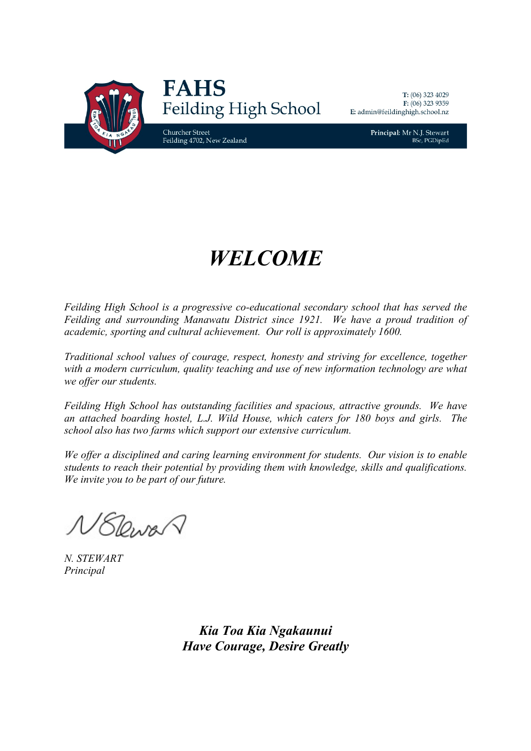**FAHS**
Feilding High School

Churcher Street
Feilding 4702, New Zealand

**T:** (06) 323 4029
**F:** (06) 323 9359
**E:** admin@feildinghigh.school.nz

**Principal:** Mr N.J. Stewart
BSc, PGDipEd

# *WELCOME*

*Feilding High School is a progressive co-educational secondary school that has served the Feilding and surrounding Manawatu District since 1921. We have a proud tradition of academic, sporting and cultural achievement. Our roll is approximately 1600.*

*Traditional school values of courage, respect, honesty and striving for excellence, together with a modern curriculum, quality teaching and use of new information technology are what we offer our students.*

*Feilding High School has outstanding facilities and spacious, attractive grounds. We have an attached boarding hostel, L.J. Wild House, which caters for 180 boys and girls. The school also has two farms which support our extensive curriculum.*

*We offer a disciplined and caring learning environment for students. Our vision is to enable students to reach their potential by providing them with knowledge, skills and qualifications. We invite you to be part of our future.*

*N. STEWART*
*Principal*

***Kia Toa Kia Ngakaunui***
***Have Courage, Desire Greatly***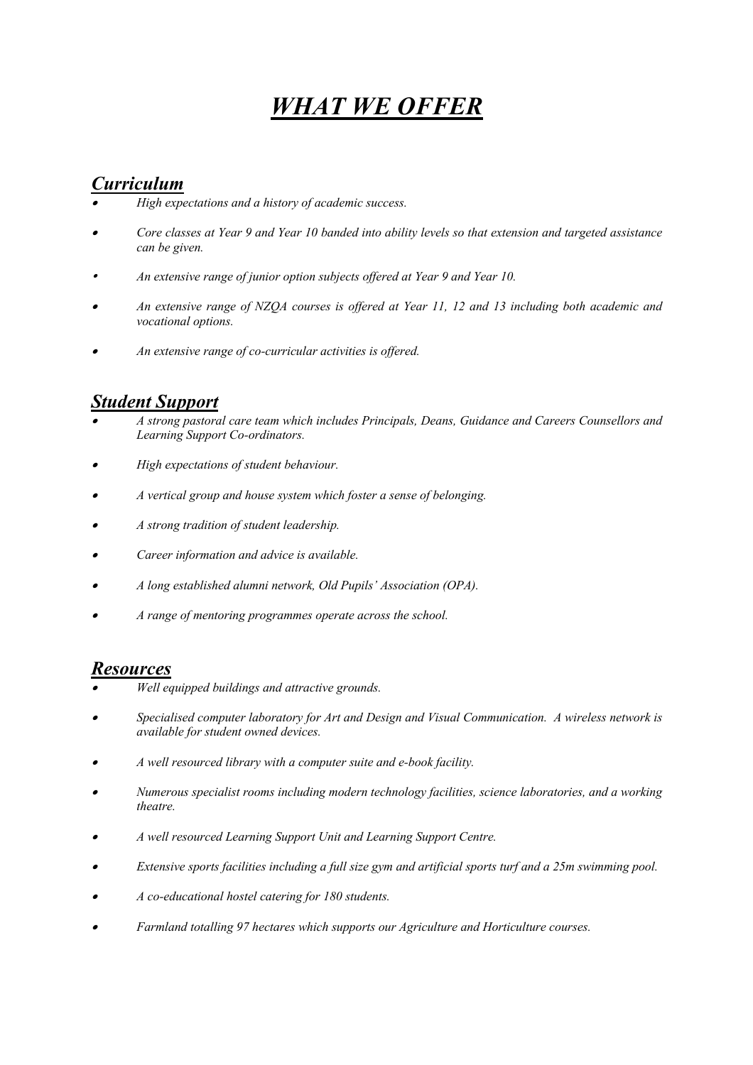# ***WHAT WE OFFER***

## ***Curriculum***

- *High expectations and a history of academic success.*
- *Core classes at Year 9 and Year 10 banded into ability levels so that extension and targeted assistance can be given.*
- *An extensive range of junior option subjects offered at Year 9 and Year 10.*
- *An extensive range of NZQA courses is offered at Year 11, 12 and 13 including both academic and vocational options.*
- *An extensive range of co-curricular activities is offered.*

## ***Student Support***

- *A strong pastoral care team which includes Principals, Deans, Guidance and Careers Counsellors and Learning Support Co-ordinators.*
- *High expectations of student behaviour.*
- *A vertical group and house system which foster a sense of belonging.*
- *A strong tradition of student leadership.*
- *Career information and advice is available.*
- *A long established alumni network, Old Pupils' Association (OPA).*
- *A range of mentoring programmes operate across the school.*

## ***Resources***

- *Well equipped buildings and attractive grounds.*
- *Specialised computer laboratory for Art and Design and Visual Communication. A wireless network is available for student owned devices.*
- *A well resourced library with a computer suite and e-book facility.*
- *Numerous specialist rooms including modern technology facilities, science laboratories, and a working theatre.*
- *A well resourced Learning Support Unit and Learning Support Centre.*
- *Extensive sports facilities including a full size gym and artificial sports turf and a 25m swimming pool.*
- *A co-educational hostel catering for 180 students.*
- *Farmland totalling 97 hectares which supports our Agriculture and Horticulture courses.*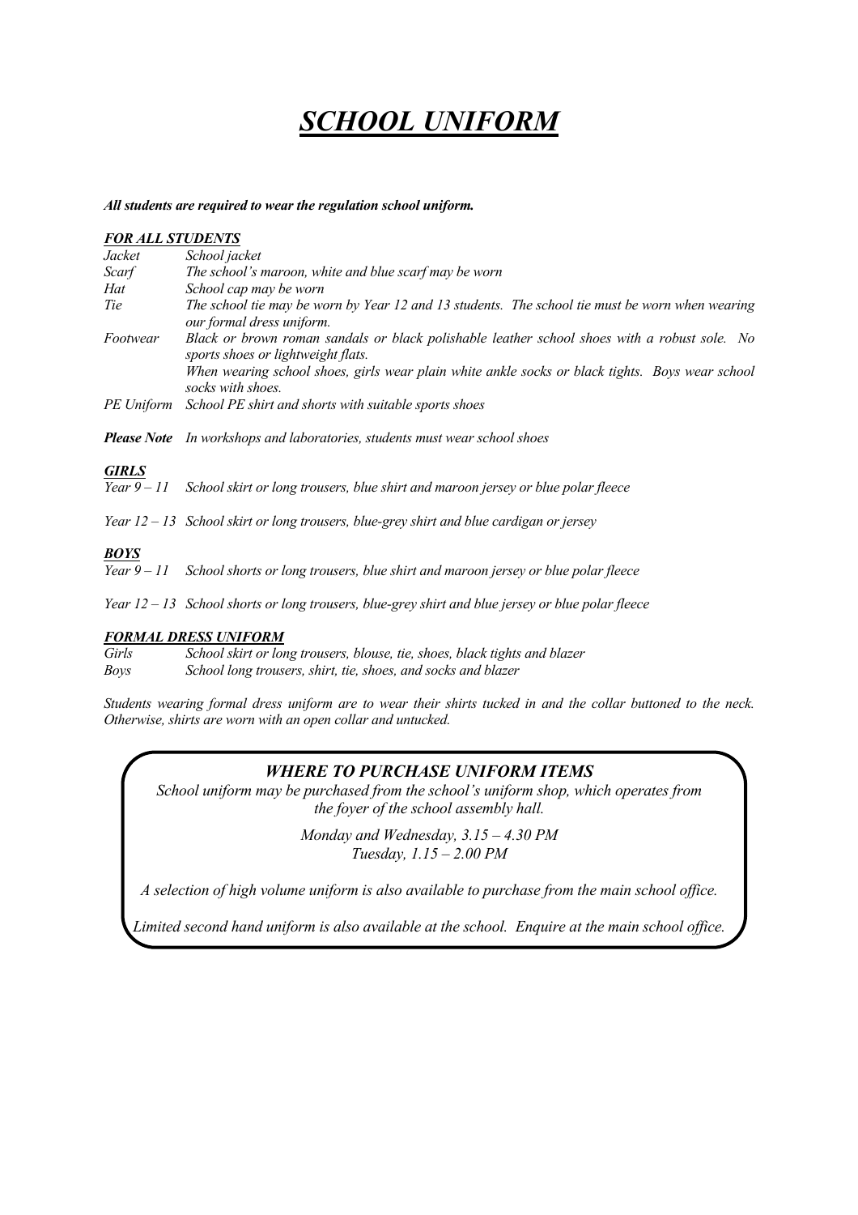# *SCHOOL UNIFORM*

***All students are required to wear the regulation school uniform.***

***FOR ALL STUDENTS***

| | |
|---|---|
| *Jacket* | *School jacket* |
| *Scarf* | *The school's maroon, white and blue scarf may be worn* |
| *Hat* | *School cap may be worn* |
| *Tie* | *The school tie may be worn by Year 12 and 13 students. The school tie must be worn when wearing our formal dress uniform.* |
| *Footwear* | *Black or brown roman sandals or black polishable leather school shoes with a robust sole. No sports shoes or lightweight flats.*<br>*When wearing school shoes, girls wear plain white ankle socks or black tights. Boys wear school socks with shoes.* |
| *PE Uniform* | *School PE shirt and shorts with suitable sports shoes* |

***Please Note*** *In workshops and laboratories, students must wear school shoes*

***GIRLS***

*Year 9 – 11* *School skirt or long trousers, blue shirt and maroon jersey or blue polar fleece*

*Year 12 – 13* *School skirt or long trousers, blue-grey shirt and blue cardigan or jersey*

***BOYS***

*Year 9 – 11* *School shorts or long trousers, blue shirt and maroon jersey or blue polar fleece*

*Year 12 – 13* *School shorts or long trousers, blue-grey shirt and blue jersey or blue polar fleece*

***FORMAL DRESS UNIFORM***

*Girls* *School skirt or long trousers, blouse, tie, shoes, black tights and blazer*

*Boys* *School long trousers, shirt, tie, shoes, and socks and blazer*

*Students wearing formal dress uniform are to wear their shirts tucked in and the collar buttoned to the neck. Otherwise, shirts are worn with an open collar and untucked.*

***WHERE TO PURCHASE UNIFORM ITEMS***

*School uniform may be purchased from the school's uniform shop, which operates from the foyer of the school assembly hall.*

*Monday and Wednesday, 3.15 – 4.30 PM*
*Tuesday, 1.15 – 2.00 PM*

*A selection of high volume uniform is also available to purchase from the main school office.*

*Limited second hand uniform is also available at the school. Enquire at the main school office.*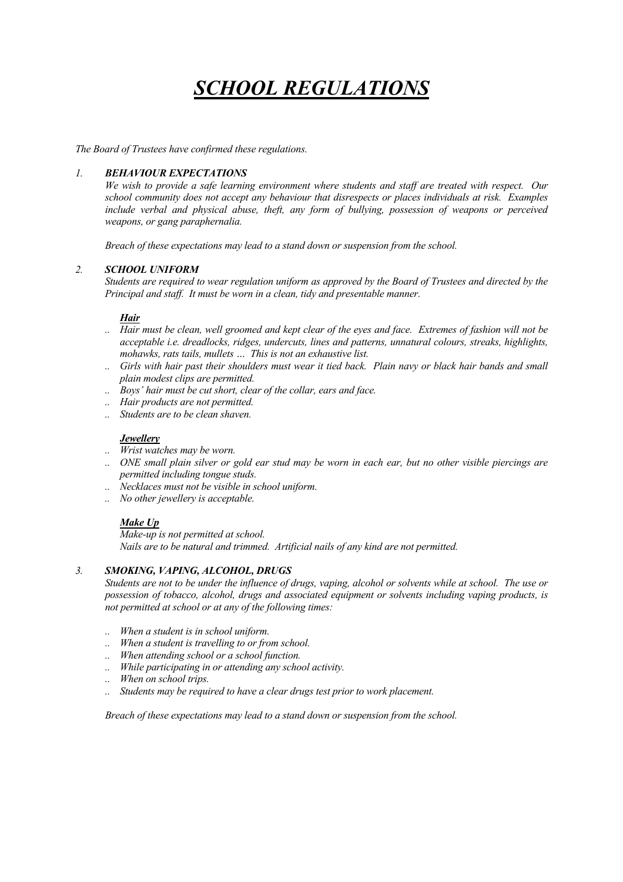# *SCHOOL REGULATIONS*

*The Board of Trustees have confirmed these regulations.*

## *1. BEHAVIOUR EXPECTATIONS*

*We wish to provide a safe learning environment where students and staff are treated with respect. Our school community does not accept any behaviour that disrespects or places individuals at risk. Examples include verbal and physical abuse, theft, any form of bullying, possession of weapons or perceived weapons, or gang paraphernalia.*

*Breach of these expectations may lead to a stand down or suspension from the school.*

## *2. SCHOOL UNIFORM*

*Students are required to wear regulation uniform as approved by the Board of Trustees and directed by the Principal and staff. It must be worn in a clean, tidy and presentable manner.*

### *Hair*

- *Hair must be clean, well groomed and kept clear of the eyes and face. Extremes of fashion will not be acceptable i.e. dreadlocks, ridges, undercuts, lines and patterns, unnatural colours, streaks, highlights, mohawks, rats tails, mullets … This is not an exhaustive list.*
- *Girls with hair past their shoulders must wear it tied back. Plain navy or black hair bands and small plain modest clips are permitted.*
- *Boys' hair must be cut short, clear of the collar, ears and face.*
- *Hair products are not permitted.*
- *Students are to be clean shaven.*

### *Jewellery*

- *Wrist watches may be worn.*
- *ONE small plain silver or gold ear stud may be worn in each ear, but no other visible piercings are permitted including tongue studs.*
- *Necklaces must not be visible in school uniform.*
- *No other jewellery is acceptable.*

### *Make Up*

*Make-up is not permitted at school.*
*Nails are to be natural and trimmed. Artificial nails of any kind are not permitted.*

## *3. SMOKING, VAPING, ALCOHOL, DRUGS*

*Students are not to be under the influence of drugs, vaping, alcohol or solvents while at school. The use or possession of tobacco, alcohol, drugs and associated equipment or solvents including vaping products, is not permitted at school or at any of the following times:*

- *When a student is in school uniform.*
- *When a student is travelling to or from school.*
- *When attending school or a school function.*
- *While participating in or attending any school activity.*
- *When on school trips.*
- *Students may be required to have a clear drugs test prior to work placement.*

*Breach of these expectations may lead to a stand down or suspension from the school.*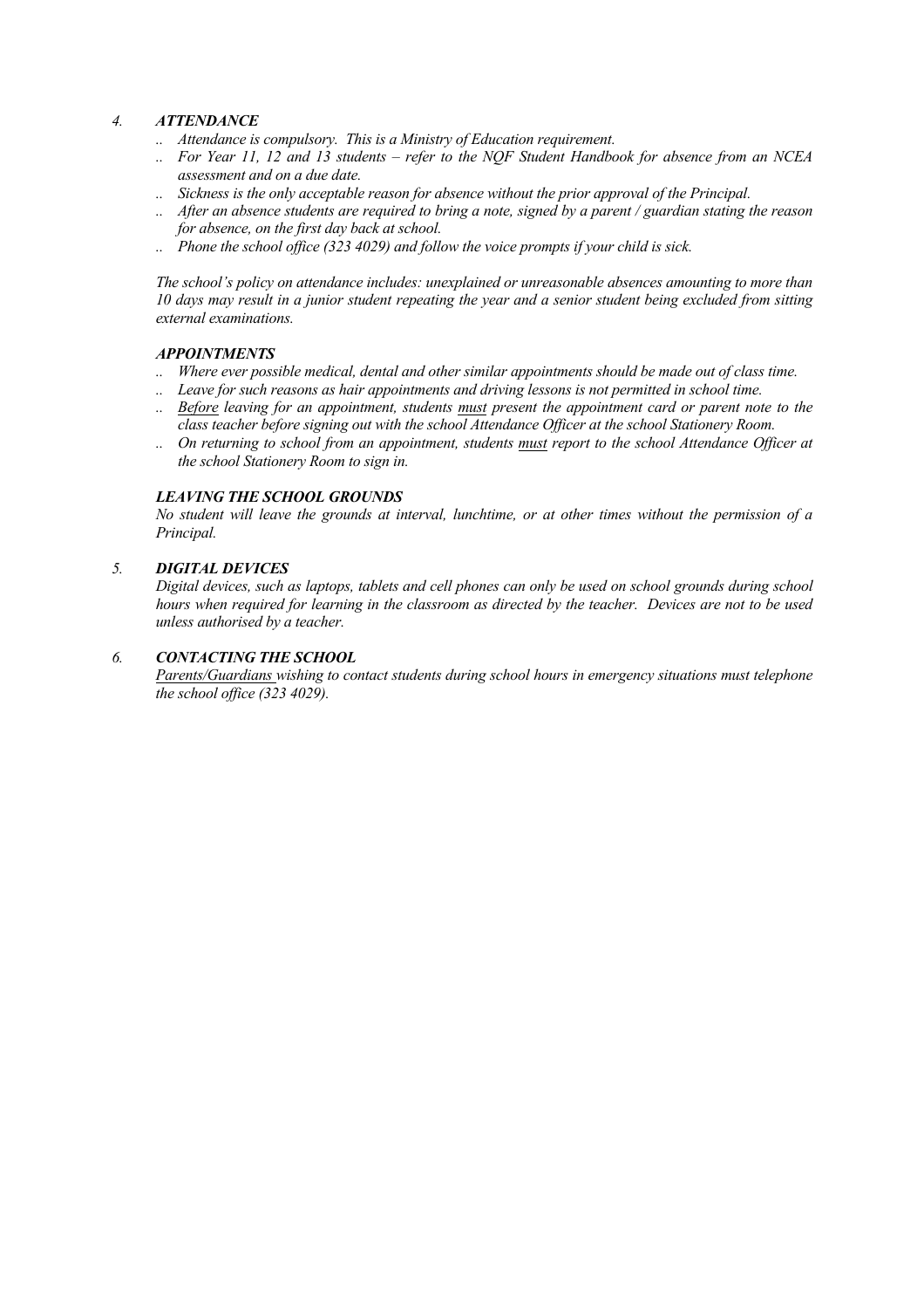## *4. ATTENDANCE*

- *Attendance is compulsory. This is a Ministry of Education requirement.*
- *For Year 11, 12 and 13 students – refer to the NQF Student Handbook for absence from an NCEA assessment and on a due date.*
- *Sickness is the only acceptable reason for absence without the prior approval of the Principal.*
- *After an absence students are required to bring a note, signed by a parent / guardian stating the reason for absence, on the first day back at school.*
- *Phone the school office (323 4029) and follow the voice prompts if your child is sick.*

*The school's policy on attendance includes: unexplained or unreasonable absences amounting to more than 10 days may result in a junior student repeating the year and a senior student being excluded from sitting external examinations.*

### *APPOINTMENTS*

- *Where ever possible medical, dental and other similar appointments should be made out of class time.*
- *Leave for such reasons as hair appointments and driving lessons is not permitted in school time.*
- *<u>Before</u> leaving for an appointment, students <u>must</u> present the appointment card or parent note to the class teacher before signing out with the school Attendance Officer at the school Stationery Room.*
- *On returning to school from an appointment, students <u>must</u> report to the school Attendance Officer at the school Stationery Room to sign in.*

### *LEAVING THE SCHOOL GROUNDS*

*No student will leave the grounds at interval, lunchtime, or at other times without the permission of a Principal.*

## *5. DIGITAL DEVICES*

*Digital devices, such as laptops, tablets and cell phones can only be used on school grounds during school hours when required for learning in the classroom as directed by the teacher. Devices are not to be used unless authorised by a teacher.*

## *6. CONTACTING THE SCHOOL*

*<u>Parents/Guardians</u> wishing to contact students during school hours in emergency situations must telephone the school office (323 4029).*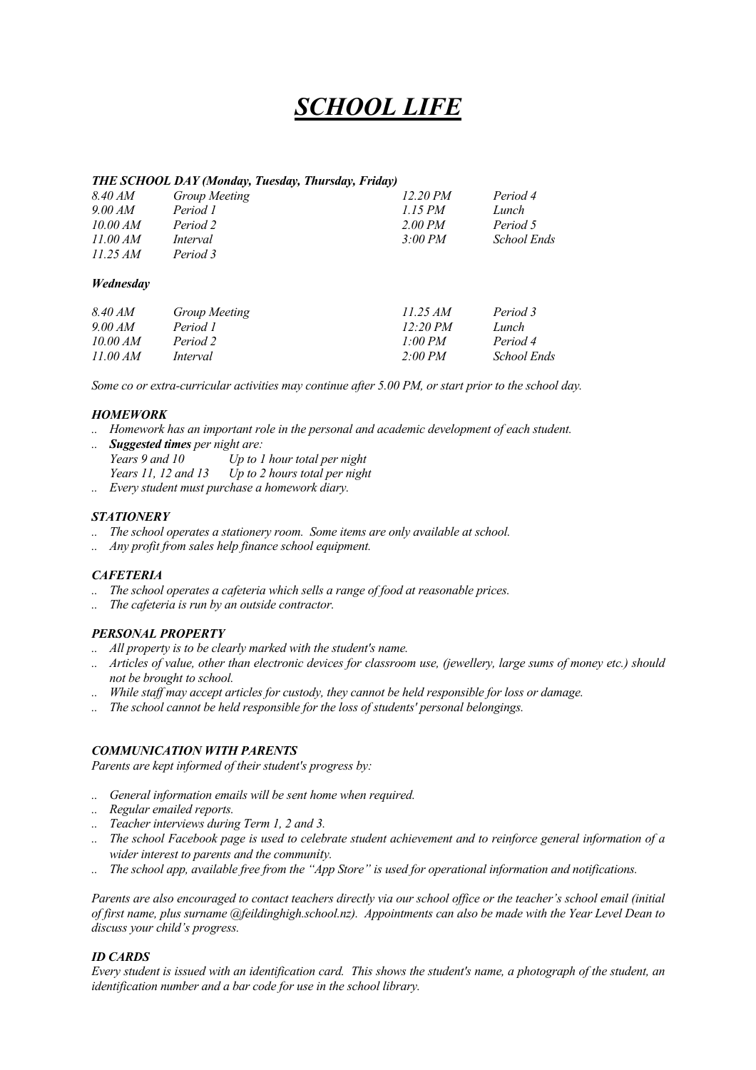# *SCHOOL LIFE*

***THE SCHOOL DAY (Monday, Tuesday, Thursday, Friday)***

| | | | |
|---|---|---|---|
| *8.40 AM* | *Group Meeting* | *12.20 PM* | *Period 4* |
| *9.00 AM* | *Period 1* | *1.15 PM* | *Lunch* |
| *10.00 AM* | *Period 2* | *2.00 PM* | *Period 5* |
| *11.00 AM* | *Interval* | *3:00 PM* | *School Ends* |
| *11.25 AM* | *Period 3* | | |

***Wednesday***

| | | | |
|---|---|---|---|
| *8.40 AM* | *Group Meeting* | *11.25 AM* | *Period 3* |
| *9.00 AM* | *Period 1* | *12:20 PM* | *Lunch* |
| *10.00 AM* | *Period 2* | *1:00 PM* | *Period 4* |
| *11.00 AM* | *Interval* | *2:00 PM* | *School Ends* |

*Some co or extra-curricular activities may continue after 5.00 PM, or start prior to the school day.*

***HOMEWORK***

- *Homework has an important role in the personal and academic development of each student.*
- ***Suggested times** per night are:*
  *Years 9 and 10 — Up to 1 hour total per night*
  *Years 11, 12 and 13 — Up to 2 hours total per night*
- *Every student must purchase a homework diary.*

***STATIONERY***

- *The school operates a stationery room. Some items are only available at school.*
- *Any profit from sales help finance school equipment.*

***CAFETERIA***

- *The school operates a cafeteria which sells a range of food at reasonable prices.*
- *The cafeteria is run by an outside contractor.*

***PERSONAL PROPERTY***

- *All property is to be clearly marked with the student's name.*
- *Articles of value, other than electronic devices for classroom use, (jewellery, large sums of money etc.) should not be brought to school.*
- *While staff may accept articles for custody, they cannot be held responsible for loss or damage.*
- *The school cannot be held responsible for the loss of students' personal belongings.*

***COMMUNICATION WITH PARENTS***

*Parents are kept informed of their student's progress by:*

- *General information emails will be sent home when required.*
- *Regular emailed reports.*
- *Teacher interviews during Term 1, 2 and 3.*
- *The school Facebook page is used to celebrate student achievement and to reinforce general information of a wider interest to parents and the community.*
- *The school app, available free from the "App Store" is used for operational information and notifications.*

*Parents are also encouraged to contact teachers directly via our school office or the teacher's school email (initial of first name, plus surname @feildinghigh.school.nz). Appointments can also be made with the Year Level Dean to discuss your child's progress.*

***ID CARDS***

*Every student is issued with an identification card. This shows the student's name, a photograph of the student, an identification number and a bar code for use in the school library.*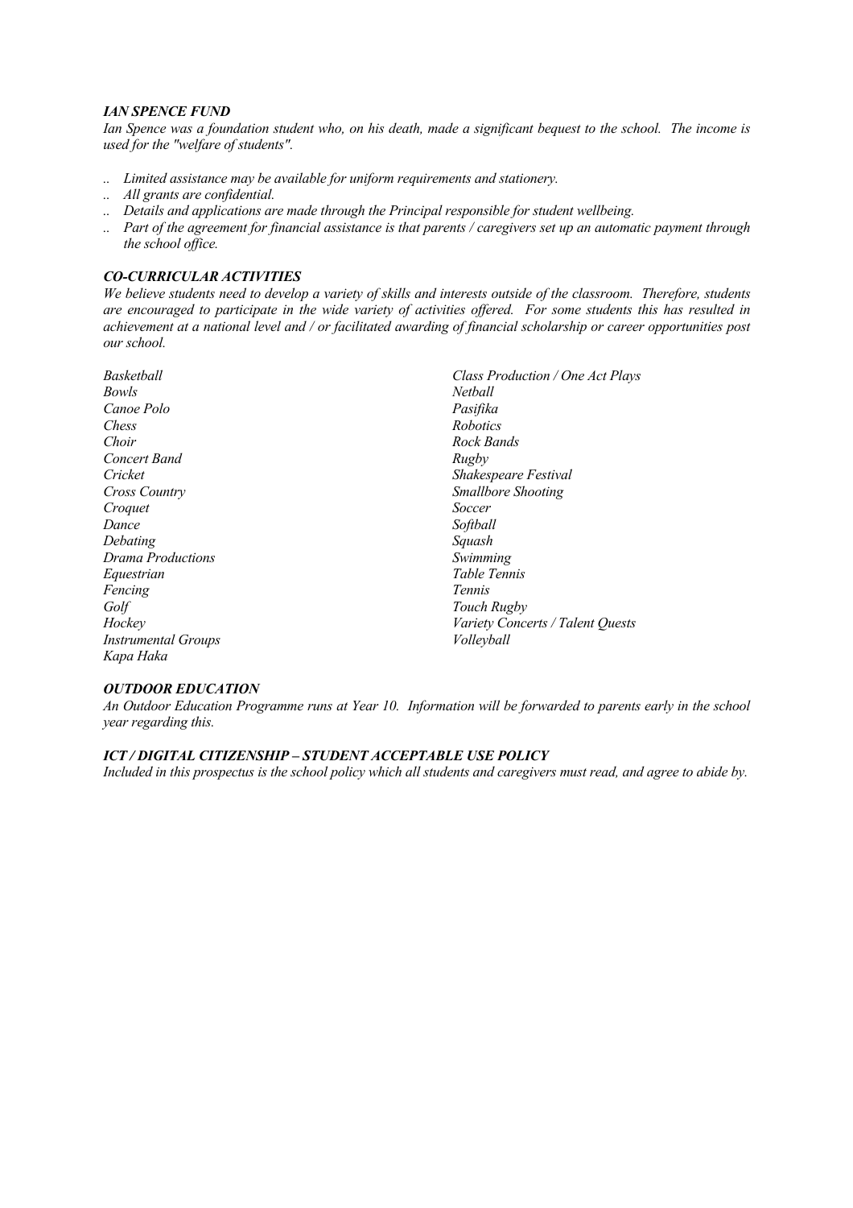### *IAN SPENCE FUND*

*Ian Spence was a foundation student who, on his death, made a significant bequest to the school. The income is used for the "welfare of students".*

- *Limited assistance may be available for uniform requirements and stationery.*
- *All grants are confidential.*
- *Details and applications are made through the Principal responsible for student wellbeing.*
- *Part of the agreement for financial assistance is that parents / caregivers set up an automatic payment through the school office.*

### *CO-CURRICULAR ACTIVITIES*

*We believe students need to develop a variety of skills and interests outside of the classroom. Therefore, students are encouraged to participate in the wide variety of activities offered. For some students this has resulted in achievement at a national level and / or facilitated awarding of financial scholarship or career opportunities post our school.*

*Basketball*
*Bowls*
*Canoe Polo*
*Chess*
*Choir*
*Concert Band*
*Cricket*
*Cross Country*
*Croquet*
*Dance*
*Debating*
*Drama Productions*
*Equestrian*
*Fencing*
*Golf*
*Hockey*
*Instrumental Groups*
*Kapa Haka*
*Class Production / One Act Plays*
*Netball*
*Pasifika*
*Robotics*
*Rock Bands*
*Rugby*
*Shakespeare Festival*
*Smallbore Shooting*
*Soccer*
*Softball*
*Squash*
*Swimming*
*Table Tennis*
*Tennis*
*Touch Rugby*
*Variety Concerts / Talent Quests*
*Volleyball*

### *OUTDOOR EDUCATION*

*An Outdoor Education Programme runs at Year 10. Information will be forwarded to parents early in the school year regarding this.*

### *ICT / DIGITAL CITIZENSHIP – STUDENT ACCEPTABLE USE POLICY*

*Included in this prospectus is the school policy which all students and caregivers must read, and agree to abide by.*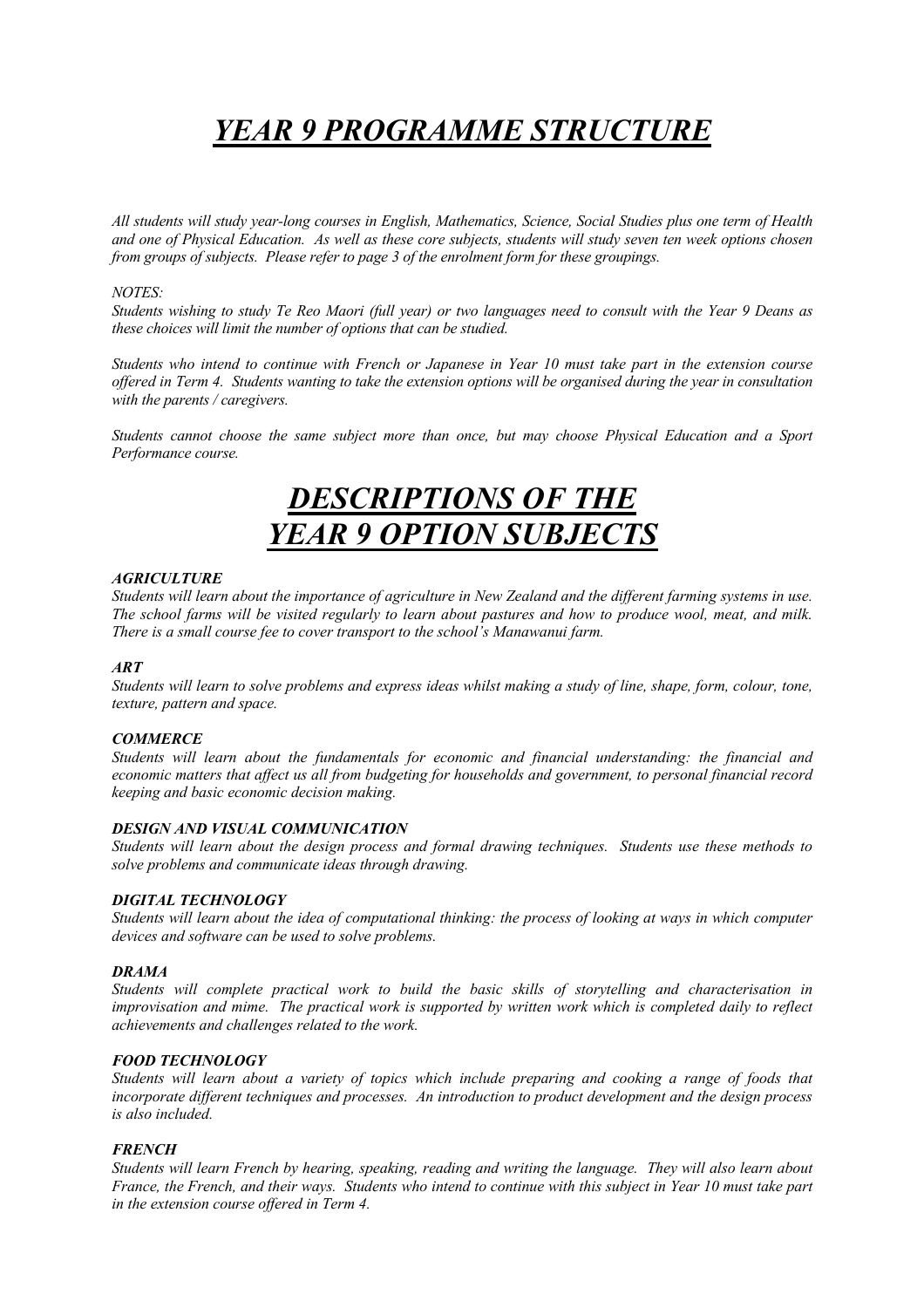# ***YEAR 9 PROGRAMME STRUCTURE***

*All students will study year-long courses in English, Mathematics, Science, Social Studies plus one term of Health and one of Physical Education. As well as these core subjects, students will study seven ten week options chosen from groups of subjects. Please refer to page 3 of the enrolment form for these groupings.*

*NOTES:*

*Students wishing to study Te Reo Maori (full year) or two languages need to consult with the Year 9 Deans as these choices will limit the number of options that can be studied.*

*Students who intend to continue with French or Japanese in Year 10 must take part in the extension course offered in Term 4. Students wanting to take the extension options will be organised during the year in consultation with the parents / caregivers.*

*Students cannot choose the same subject more than once, but may choose Physical Education and a Sport Performance course.*

# ***DESCRIPTIONS OF THE YEAR 9 OPTION SUBJECTS***

***AGRICULTURE***

*Students will learn about the importance of agriculture in New Zealand and the different farming systems in use. The school farms will be visited regularly to learn about pastures and how to produce wool, meat, and milk. There is a small course fee to cover transport to the school's Manawanui farm.*

***ART***

*Students will learn to solve problems and express ideas whilst making a study of line, shape, form, colour, tone, texture, pattern and space.*

***COMMERCE***

*Students will learn about the fundamentals for economic and financial understanding: the financial and economic matters that affect us all from budgeting for households and government, to personal financial record keeping and basic economic decision making.*

***DESIGN AND VISUAL COMMUNICATION***

*Students will learn about the design process and formal drawing techniques. Students use these methods to solve problems and communicate ideas through drawing.*

***DIGITAL TECHNOLOGY***

*Students will learn about the idea of computational thinking: the process of looking at ways in which computer devices and software can be used to solve problems.*

***DRAMA***

*Students will complete practical work to build the basic skills of storytelling and characterisation in improvisation and mime. The practical work is supported by written work which is completed daily to reflect achievements and challenges related to the work.*

***FOOD TECHNOLOGY***

*Students will learn about a variety of topics which include preparing and cooking a range of foods that incorporate different techniques and processes. An introduction to product development and the design process is also included.*

***FRENCH***

*Students will learn French by hearing, speaking, reading and writing the language. They will also learn about France, the French, and their ways. Students who intend to continue with this subject in Year 10 must take part in the extension course offered in Term 4.*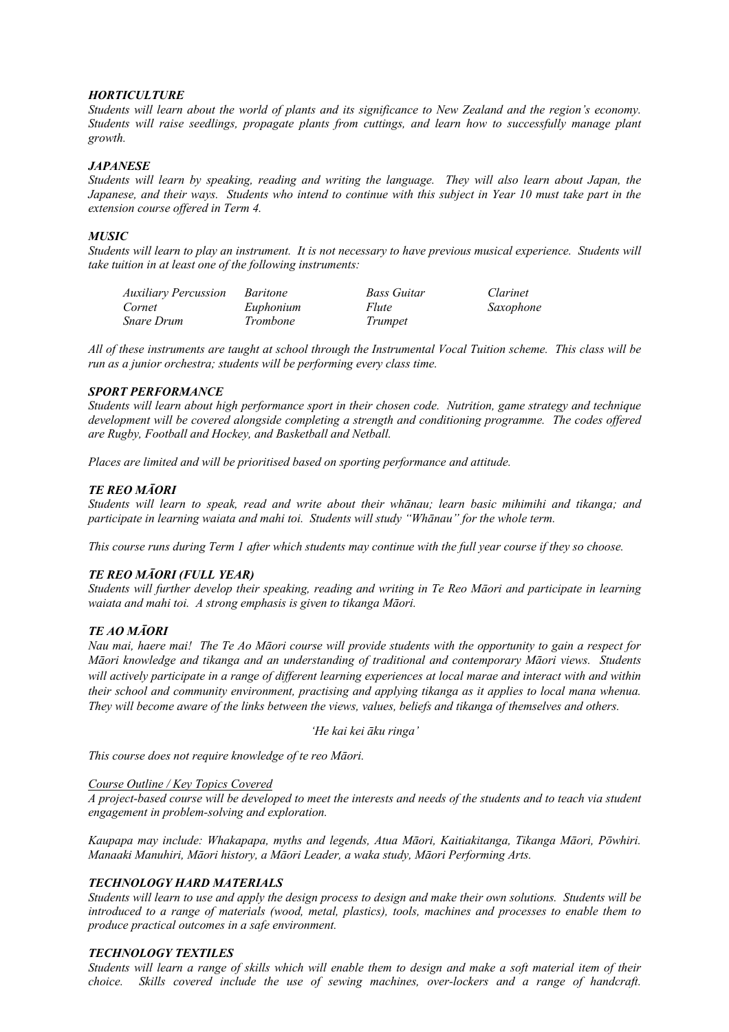### *HORTICULTURE*

*Students will learn about the world of plants and its significance to New Zealand and the region's economy. Students will raise seedlings, propagate plants from cuttings, and learn how to successfully manage plant growth.*

### *JAPANESE*

*Students will learn by speaking, reading and writing the language. They will also learn about Japan, the Japanese, and their ways. Students who intend to continue with this subject in Year 10 must take part in the extension course offered in Term 4.*

### *MUSIC*

*Students will learn to play an instrument. It is not necessary to have previous musical experience. Students will take tuition in at least one of the following instruments:*

| | | | |
|---|---|---|---|
| *Auxiliary Percussion* | *Baritone* | *Bass Guitar* | *Clarinet* |
| *Cornet* | *Euphonium* | *Flute* | *Saxophone* |
| *Snare Drum* | *Trombone* | *Trumpet* | |

*All of these instruments are taught at school through the Instrumental Vocal Tuition scheme. This class will be run as a junior orchestra; students will be performing every class time.*

### *SPORT PERFORMANCE*

*Students will learn about high performance sport in their chosen code. Nutrition, game strategy and technique development will be covered alongside completing a strength and conditioning programme. The codes offered are Rugby, Football and Hockey, and Basketball and Netball.*

*Places are limited and will be prioritised based on sporting performance and attitude.*

### *TE REO MĀORI*

*Students will learn to speak, read and write about their whānau; learn basic mihimihi and tikanga; and participate in learning waiata and mahi toi. Students will study "Whānau" for the whole term.*

*This course runs during Term 1 after which students may continue with the full year course if they so choose.*

### *TE REO MĀORI (FULL YEAR)*

*Students will further develop their speaking, reading and writing in Te Reo Māori and participate in learning waiata and mahi toi. A strong emphasis is given to tikanga Māori.*

### *TE AO MĀORI*

*Nau mai, haere mai! The Te Ao Māori course will provide students with the opportunity to gain a respect for Māori knowledge and tikanga and an understanding of traditional and contemporary Māori views. Students will actively participate in a range of different learning experiences at local marae and interact with and within their school and community environment, practising and applying tikanga as it applies to local mana whenua. They will become aware of the links between the views, values, beliefs and tikanga of themselves and others.*

*'He kai kei āku ringa'*

*This course does not require knowledge of te reo Māori.*

*Course Outline / Key Topics Covered*

*A project-based course will be developed to meet the interests and needs of the students and to teach via student engagement in problem-solving and exploration.*

*Kaupapa may include: Whakapapa, myths and legends, Atua Māori, Kaitiakitanga, Tikanga Māori, Pōwhiri. Manaaki Manuhiri, Māori history, a Māori Leader, a waka study, Māori Performing Arts.*

### *TECHNOLOGY HARD MATERIALS*

*Students will learn to use and apply the design process to design and make their own solutions. Students will be introduced to a range of materials (wood, metal, plastics), tools, machines and processes to enable them to produce practical outcomes in a safe environment.*

### *TECHNOLOGY TEXTILES*

*Students will learn a range of skills which will enable them to design and make a soft material item of their choice. Skills covered include the use of sewing machines, over-lockers and a range of handcraft.*